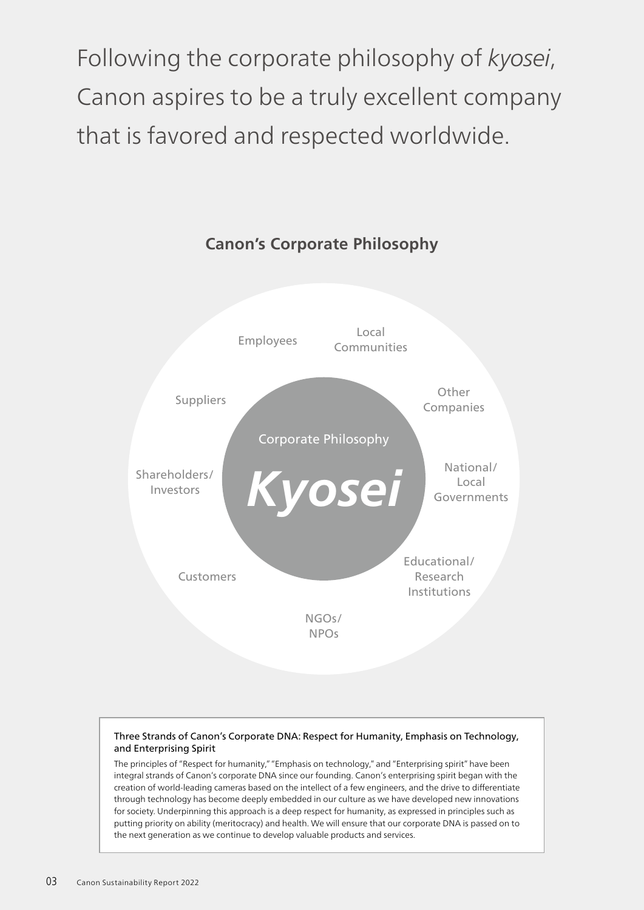Following the corporate philosophy of *kyosei*, Canon aspires to be a truly excellent company that is favored and respected worldwide.

## Canon's Corporate Philosophy

Corporate Philosophy

*Kyosei*

Employees

Local Communities

Other Companies

National/ Local Governments

Educational/ Research Institutions

NGOs/ NPOs

Customers

Shareholders/ Investors

Suppliers

### Three Strands of Canon's Corporate DNA: Respect for Humanity, Emphasis on Technology, and Enterprising Spirit

The principles of "Respect for humanity," "Emphasis on technology," and "Enterprising spirit" have been integral strands of Canon's corporate DNA since our founding. Canon's enterprising spirit began with the creation of world-leading cameras based on the intellect of a few engineers, and the drive to differentiate through technology has become deeply embedded in our culture as we have developed new innovations for society. Underpinning this approach is a deep respect for humanity, as expressed in principles such as putting priority on ability (meritocracy) and health. We will ensure that our corporate DNA is passed on to the next generation as we continue to develop valuable products and services.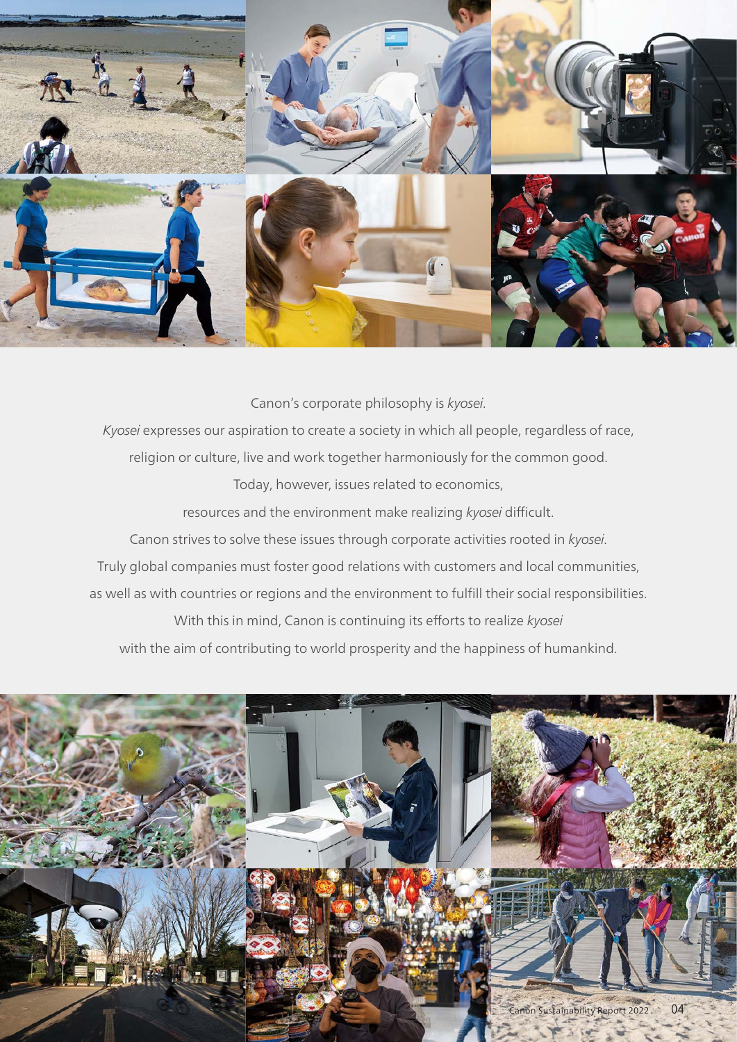Canon's corporate philosophy is *kyosei*.

*Kyosei* expresses our aspiration to create a society in which all people, regardless of race, religion or culture, live and work together harmoniously for the common good.

Today, however, issues related to economics, resources and the environment make realizing *kyosei* difficult.

Canon strives to solve these issues through corporate activities rooted in *kyosei*.

Truly global companies must foster good relations with customers and local communities, as well as with countries or regions and the environment to fulfill their social responsibilities.

With this in mind, Canon is continuing its efforts to realize *kyosei* with the aim of contributing to world prosperity and the happiness of humankind.